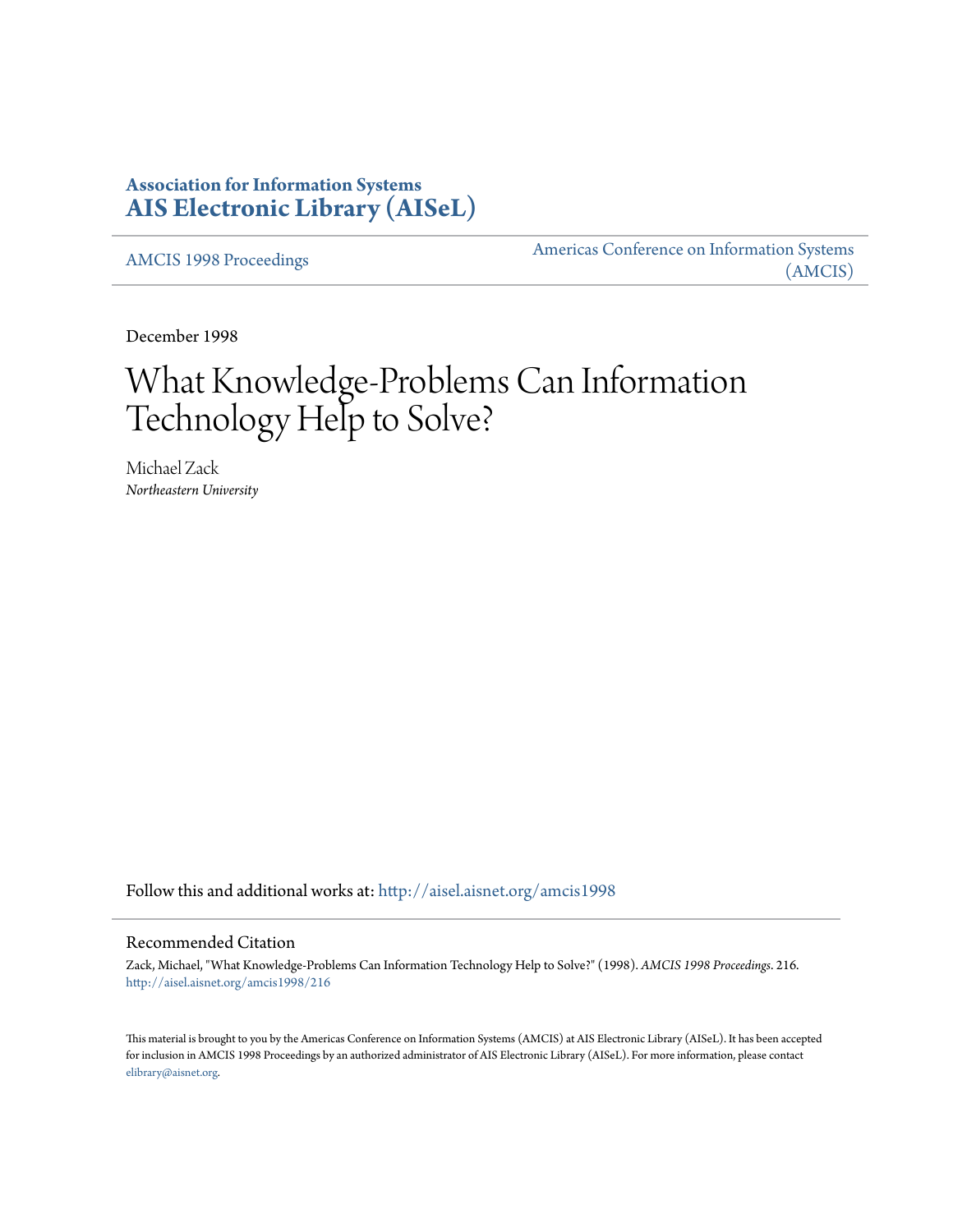**Association for Information Systems**
**AIS Electronic Library (AISeL)**

AMCIS 1998 Proceedings

Americas Conference on Information Systems (AMCIS)

December 1998

# What Knowledge-Problems Can Information Technology Help to Solve?

Michael Zack
*Northeastern University*

Follow this and additional works at: http://aisel.aisnet.org/amcis1998

## Recommended Citation

Zack, Michael, "What Knowledge-Problems Can Information Technology Help to Solve?" (1998). *AMCIS 1998 Proceedings*. 216.
http://aisel.aisnet.org/amcis1998/216

This material is brought to you by the Americas Conference on Information Systems (AMCIS) at AIS Electronic Library (AISeL). It has been accepted for inclusion in AMCIS 1998 Proceedings by an authorized administrator of AIS Electronic Library (AISeL). For more information, please contact elibrary@aisnet.org.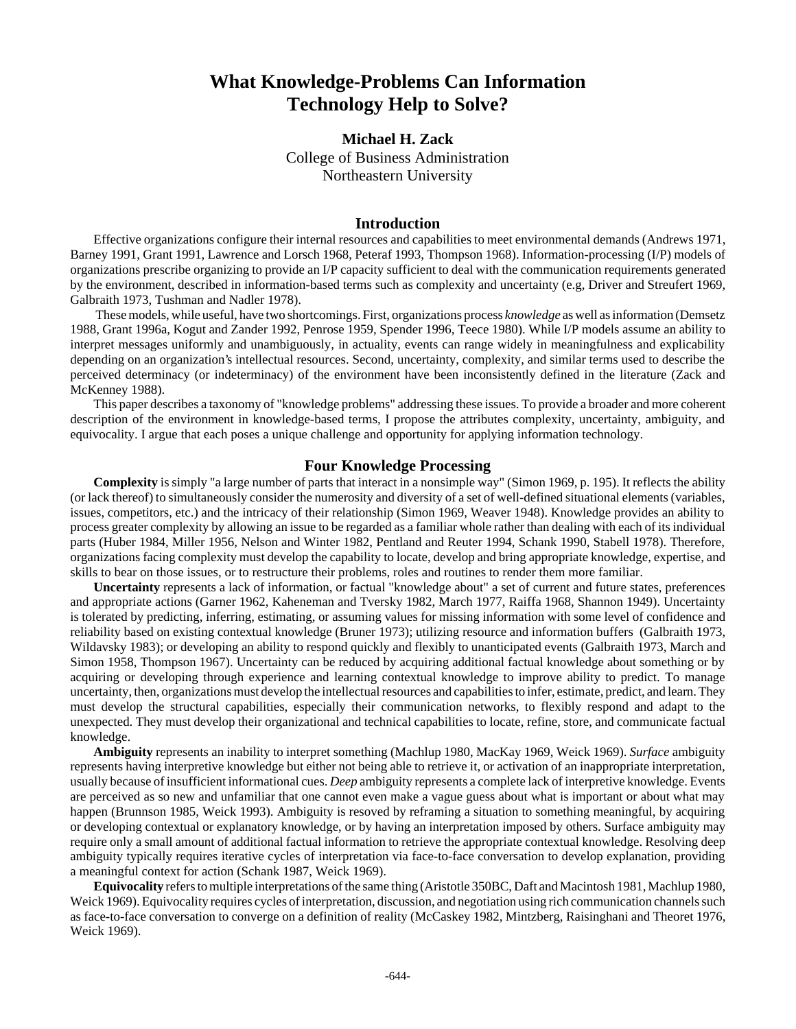# What Knowledge-Problems Can Information Technology Help to Solve?

**Michael H. Zack**
College of Business Administration
Northeastern University

## Introduction

Effective organizations configure their internal resources and capabilities to meet environmental demands (Andrews 1971, Barney 1991, Grant 1991, Lawrence and Lorsch 1968, Peteraf 1993, Thompson 1968). Information-processing (I/P) models of organizations prescribe organizing to provide an I/P capacity sufficient to deal with the communication requirements generated by the environment, described in information-based terms such as complexity and uncertainty (e.g, Driver and Streufert 1969, Galbraith 1973, Tushman and Nadler 1978).

These models, while useful, have two shortcomings. First, organizations process *knowledge* as well as information (Demsetz 1988, Grant 1996a, Kogut and Zander 1992, Penrose 1959, Spender 1996, Teece 1980). While I/P models assume an ability to interpret messages uniformly and unambiguously, in actuality, events can range widely in meaningfulness and explicability depending on an organization's intellectual resources. Second, uncertainty, complexity, and similar terms used to describe the perceived determinacy (or indeterminacy) of the environment have been inconsistently defined in the literature (Zack and McKenney 1988).

This paper describes a taxonomy of "knowledge problems" addressing these issues. To provide a broader and more coherent description of the environment in knowledge-based terms, I propose the attributes complexity, uncertainty, ambiguity, and equivocality. I argue that each poses a unique challenge and opportunity for applying information technology.

## Four Knowledge Processing

**Complexity** is simply "a large number of parts that interact in a nonsimple way" (Simon 1969, p. 195). It reflects the ability (or lack thereof) to simultaneously consider the numerosity and diversity of a set of well-defined situational elements (variables, issues, competitors, etc.) and the intricacy of their relationship (Simon 1969, Weaver 1948). Knowledge provides an ability to process greater complexity by allowing an issue to be regarded as a familiar whole rather than dealing with each of its individual parts (Huber 1984, Miller 1956, Nelson and Winter 1982, Pentland and Reuter 1994, Schank 1990, Stabell 1978). Therefore, organizations facing complexity must develop the capability to locate, develop and bring appropriate knowledge, expertise, and skills to bear on those issues, or to restructure their problems, roles and routines to render them more familiar.

**Uncertainty** represents a lack of information, or factual "knowledge about" a set of current and future states, preferences and appropriate actions (Garner 1962, Kaheneman and Tversky 1982, March 1977, Raiffa 1968, Shannon 1949). Uncertainty is tolerated by predicting, inferring, estimating, or assuming values for missing information with some level of confidence and reliability based on existing contextual knowledge (Bruner 1973); utilizing resource and information buffers (Galbraith 1973, Wildavsky 1983); or developing an ability to respond quickly and flexibly to unanticipated events (Galbraith 1973, March and Simon 1958, Thompson 1967). Uncertainty can be reduced by acquiring additional factual knowledge about something or by acquiring or developing through experience and learning contextual knowledge to improve ability to predict. To manage uncertainty, then, organizations must develop the intellectual resources and capabilities to infer, estimate, predict, and learn. They must develop the structural capabilities, especially their communication networks, to flexibly respond and adapt to the unexpected. They must develop their organizational and technical capabilities to locate, refine, store, and communicate factual knowledge.

**Ambiguity** represents an inability to interpret something (Machlup 1980, MacKay 1969, Weick 1969). *Surface* ambiguity represents having interpretive knowledge but either not being able to retrieve it, or activation of an inappropriate interpretation, usually because of insufficient informational cues. *Deep* ambiguity represents a complete lack of interpretive knowledge. Events are perceived as so new and unfamiliar that one cannot even make a vague guess about what is important or about what may happen (Brunnson 1985, Weick 1993). Ambiguity is resoved by reframing a situation to something meaningful, by acquiring or developing contextual or explanatory knowledge, or by having an interpretation imposed by others. Surface ambiguity may require only a small amount of additional factual information to retrieve the appropriate contextual knowledge. Resolving deep ambiguity typically requires iterative cycles of interpretation via face-to-face conversation to develop explanation, providing a meaningful context for action (Schank 1987, Weick 1969).

**Equivocality** refers to multiple interpretations of the same thing (Aristotle 350BC, Daft and Macintosh 1981, Machlup 1980, Weick 1969). Equivocality requires cycles of interpretation, discussion, and negotiation using rich communication channels such as face-to-face conversation to converge on a definition of reality (McCaskey 1982, Mintzberg, Raisinghani and Theoret 1976, Weick 1969).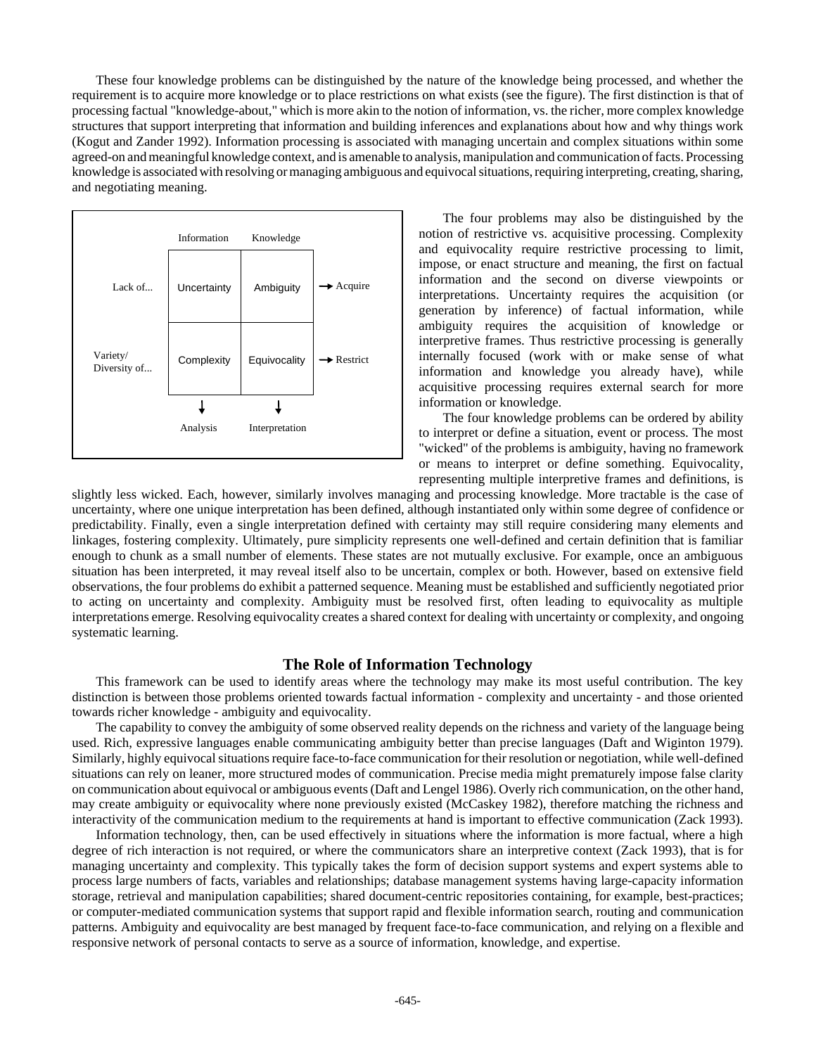These four knowledge problems can be distinguished by the nature of the knowledge being processed, and whether the requirement is to acquire more knowledge or to place restrictions on what exists (see the figure). The first distinction is that of processing factual "knowledge-about," which is more akin to the notion of information, vs. the richer, more complex knowledge structures that support interpreting that information and building inferences and explanations about how and why things work (Kogut and Zander 1992). Information processing is associated with managing uncertain and complex situations within some agreed-on and meaningful knowledge context, and is amenable to analysis, manipulation and communication of facts. Processing knowledge is associated with resolving or managing ambiguous and equivocal situations, requiring interpreting, creating, sharing, and negotiating meaning.

| | Information | Knowledge | |
|---|---|---|---|
| Lack of... | Uncertainty | Ambiguity | → Acquire |
| Variety/ Diversity of... | Complexity | Equivocality | → Restrict |
| | ↓ Analysis | ↓ Interpretation | |

The four problems may also be distinguished by the notion of restrictive vs. acquisitive processing. Complexity and equivocality require restrictive processing to limit, impose, or enact structure and meaning, the first on factual information and the second on diverse viewpoints or interpretations. Uncertainty requires the acquisition (or generation by inference) of factual information, while ambiguity requires the acquisition of knowledge or interpretive frames. Thus restrictive processing is generally internally focused (work with or make sense of what information and knowledge you already have), while acquisitive processing requires external search for more information or knowledge.

The four knowledge problems can be ordered by ability to interpret or define a situation, event or process. The most "wicked" of the problems is ambiguity, having no framework or means to interpret or define something. Equivocality, representing multiple interpretive frames and definitions, is slightly less wicked. Each, however, similarly involves managing and processing knowledge. More tractable is the case of uncertainty, where one unique interpretation has been defined, although instantiated only within some degree of confidence or predictability. Finally, even a single interpretation defined with certainty may still require considering many elements and linkages, fostering complexity. Ultimately, pure simplicity represents one well-defined and certain definition that is familiar enough to chunk as a small number of elements. These states are not mutually exclusive. For example, once an ambiguous situation has been interpreted, it may reveal itself also to be uncertain, complex or both. However, based on extensive field observations, the four problems do exhibit a patterned sequence. Meaning must be established and sufficiently negotiated prior to acting on uncertainty and complexity. Ambiguity must be resolved first, often leading to equivocality as multiple interpretations emerge. Resolving equivocality creates a shared context for dealing with uncertainty or complexity, and ongoing systematic learning.

## The Role of Information Technology

This framework can be used to identify areas where the technology may make its most useful contribution. The key distinction is between those problems oriented towards factual information - complexity and uncertainty - and those oriented towards richer knowledge - ambiguity and equivocality.

The capability to convey the ambiguity of some observed reality depends on the richness and variety of the language being used. Rich, expressive languages enable communicating ambiguity better than precise languages (Daft and Wiginton 1979). Similarly, highly equivocal situations require face-to-face communication for their resolution or negotiation, while well-defined situations can rely on leaner, more structured modes of communication. Precise media might prematurely impose false clarity on communication about equivocal or ambiguous events (Daft and Lengel 1986). Overly rich communication, on the other hand, may create ambiguity or equivocality where none previously existed (McCaskey 1982), therefore matching the richness and interactivity of the communication medium to the requirements at hand is important to effective communication (Zack 1993).

Information technology, then, can be used effectively in situations where the information is more factual, where a high degree of rich interaction is not required, or where the communicators share an interpretive context (Zack 1993), that is for managing uncertainty and complexity. This typically takes the form of decision support systems and expert systems able to process large numbers of facts, variables and relationships; database management systems having large-capacity information storage, retrieval and manipulation capabilities; shared document-centric repositories containing, for example, best-practices; or computer-mediated communication systems that support rapid and flexible information search, routing and communication patterns. Ambiguity and equivocality are best managed by frequent face-to-face communication, and relying on a flexible and responsive network of personal contacts to serve as a source of information, knowledge, and expertise.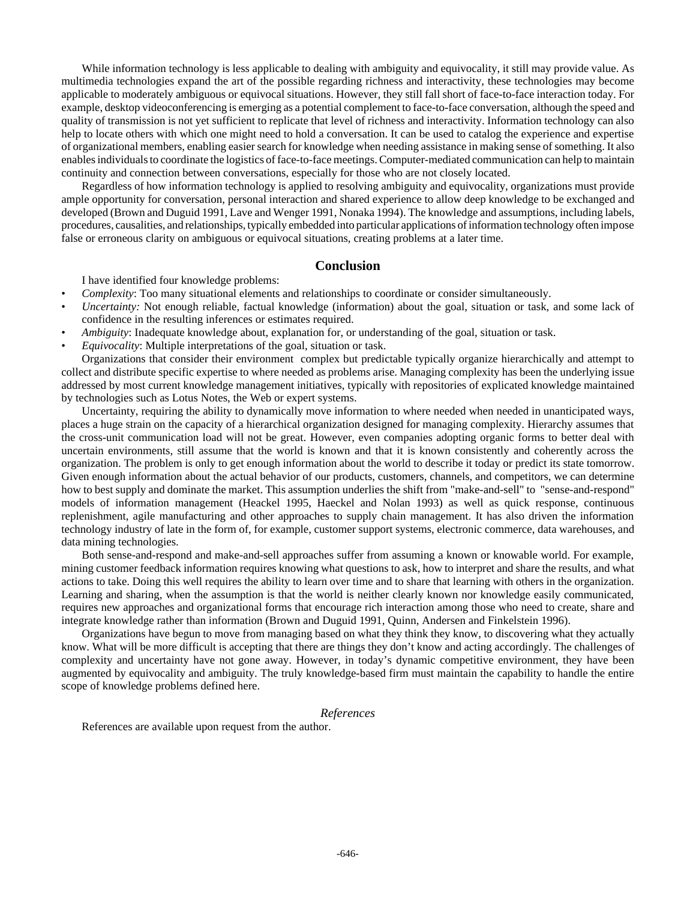While information technology is less applicable to dealing with ambiguity and equivocality, it still may provide value. As multimedia technologies expand the art of the possible regarding richness and interactivity, these technologies may become applicable to moderately ambiguous or equivocal situations. However, they still fall short of face-to-face interaction today. For example, desktop videoconferencing is emerging as a potential complement to face-to-face conversation, although the speed and quality of transmission is not yet sufficient to replicate that level of richness and interactivity. Information technology can also help to locate others with which one might need to hold a conversation. It can be used to catalog the experience and expertise of organizational members, enabling easier search for knowledge when needing assistance in making sense of something. It also enables individuals to coordinate the logistics of face-to-face meetings. Computer-mediated communication can help to maintain continuity and connection between conversations, especially for those who are not closely located.

Regardless of how information technology is applied to resolving ambiguity and equivocality, organizations must provide ample opportunity for conversation, personal interaction and shared experience to allow deep knowledge to be exchanged and developed (Brown and Duguid 1991, Lave and Wenger 1991, Nonaka 1994). The knowledge and assumptions, including labels, procedures, causalities, and relationships, typically embedded into particular applications of information technology often impose false or erroneous clarity on ambiguous or equivocal situations, creating problems at a later time.

## Conclusion

I have identified four knowledge problems:

- *Complexity*: Too many situational elements and relationships to coordinate or consider simultaneously.
- *Uncertainty:* Not enough reliable, factual knowledge (information) about the goal, situation or task, and some lack of confidence in the resulting inferences or estimates required.
- *Ambiguity*: Inadequate knowledge about, explanation for, or understanding of the goal, situation or task.
- *Equivocality*: Multiple interpretations of the goal, situation or task.

Organizations that consider their environment complex but predictable typically organize hierarchically and attempt to collect and distribute specific expertise to where needed as problems arise. Managing complexity has been the underlying issue addressed by most current knowledge management initiatives, typically with repositories of explicated knowledge maintained by technologies such as Lotus Notes, the Web or expert systems.

Uncertainty, requiring the ability to dynamically move information to where needed when needed in unanticipated ways, places a huge strain on the capacity of a hierarchical organization designed for managing complexity. Hierarchy assumes that the cross-unit communication load will not be great. However, even companies adopting organic forms to better deal with uncertain environments, still assume that the world is known and that it is known consistently and coherently across the organization. The problem is only to get enough information about the world to describe it today or predict its state tomorrow. Given enough information about the actual behavior of our products, customers, channels, and competitors, we can determine how to best supply and dominate the market. This assumption underlies the shift from "make-and-sell" to "sense-and-respond" models of information management (Heackel 1995, Haeckel and Nolan 1993) as well as quick response, continuous replenishment, agile manufacturing and other approaches to supply chain management. It has also driven the information technology industry of late in the form of, for example, customer support systems, electronic commerce, data warehouses, and data mining technologies.

Both sense-and-respond and make-and-sell approaches suffer from assuming a known or knowable world. For example, mining customer feedback information requires knowing what questions to ask, how to interpret and share the results, and what actions to take. Doing this well requires the ability to learn over time and to share that learning with others in the organization. Learning and sharing, when the assumption is that the world is neither clearly known nor knowledge easily communicated, requires new approaches and organizational forms that encourage rich interaction among those who need to create, share and integrate knowledge rather than information (Brown and Duguid 1991, Quinn, Andersen and Finkelstein 1996).

Organizations have begun to move from managing based on what they think they know, to discovering what they actually know. What will be more difficult is accepting that there are things they don't know and acting accordingly. The challenges of complexity and uncertainty have not gone away. However, in today's dynamic competitive environment, they have been augmented by equivocality and ambiguity. The truly knowledge-based firm must maintain the capability to handle the entire scope of knowledge problems defined here.

### *References*

References are available upon request from the author.